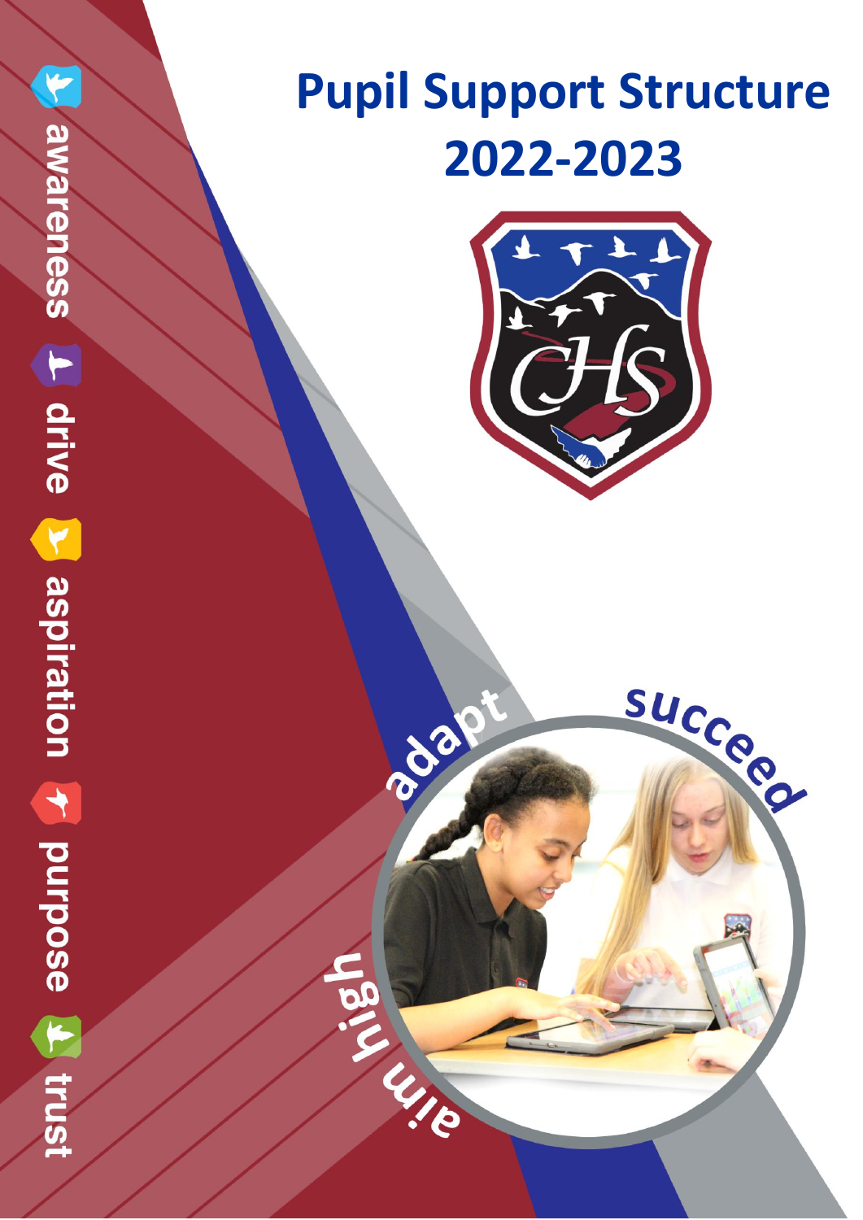# Pupil Support Structure 2022-2023

awareness drive aspiration purpose trust

adapt succeed aim high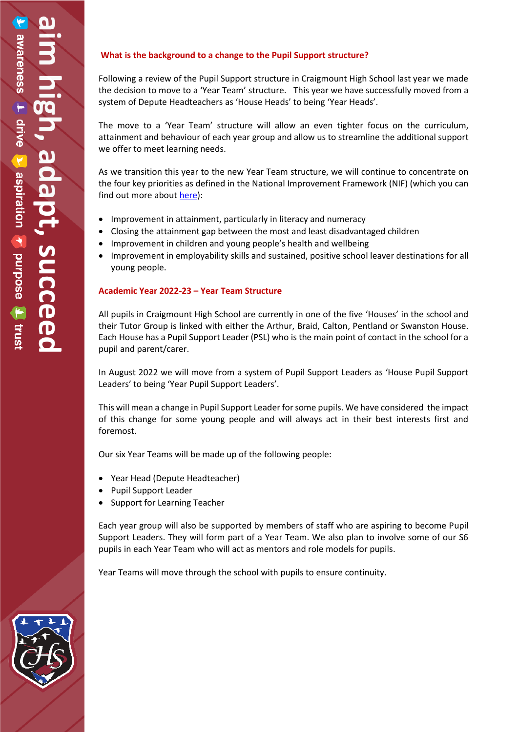**What is the background to a change to the Pupil Support structure?**

Following a review of the Pupil Support structure in Craigmount High School last year we made the decision to move to a 'Year Team' structure. This year we have successfully moved from a system of Depute Headteachers as 'House Heads' to being 'Year Heads'.

The move to a 'Year Team' structure will allow an even tighter focus on the curriculum, attainment and behaviour of each year group and allow us to streamline the additional support we offer to meet learning needs.

As we transition this year to the new Year Team structure, we will continue to concentrate on the four key priorities as defined in the National Improvement Framework (NIF) (which you can find out more about here):

- Improvement in attainment, particularly in literacy and numeracy
- Closing the attainment gap between the most and least disadvantaged children
- Improvement in children and young people's health and wellbeing
- Improvement in employability skills and sustained, positive school leaver destinations for all young people.

**Academic Year 2022-23 – Year Team Structure**

All pupils in Craigmount High School are currently in one of the five 'Houses' in the school and their Tutor Group is linked with either the Arthur, Braid, Calton, Pentland or Swanston House. Each House has a Pupil Support Leader (PSL) who is the main point of contact in the school for a pupil and parent/carer.

In August 2022 we will move from a system of Pupil Support Leaders as 'House Pupil Support Leaders' to being 'Year Pupil Support Leaders'.

This will mean a change in Pupil Support Leader for some pupils. We have considered the impact of this change for some young people and will always act in their best interests first and foremost.

Our six Year Teams will be made up of the following people:

- Year Head (Depute Headteacher)
- Pupil Support Leader
- Support for Learning Teacher

Each year group will also be supported by members of staff who are aspiring to become Pupil Support Leaders. They will form part of a Year Team. We also plan to involve some of our S6 pupils in each Year Team who will act as mentors and role models for pupils.

Year Teams will move through the school with pupils to ensure continuity.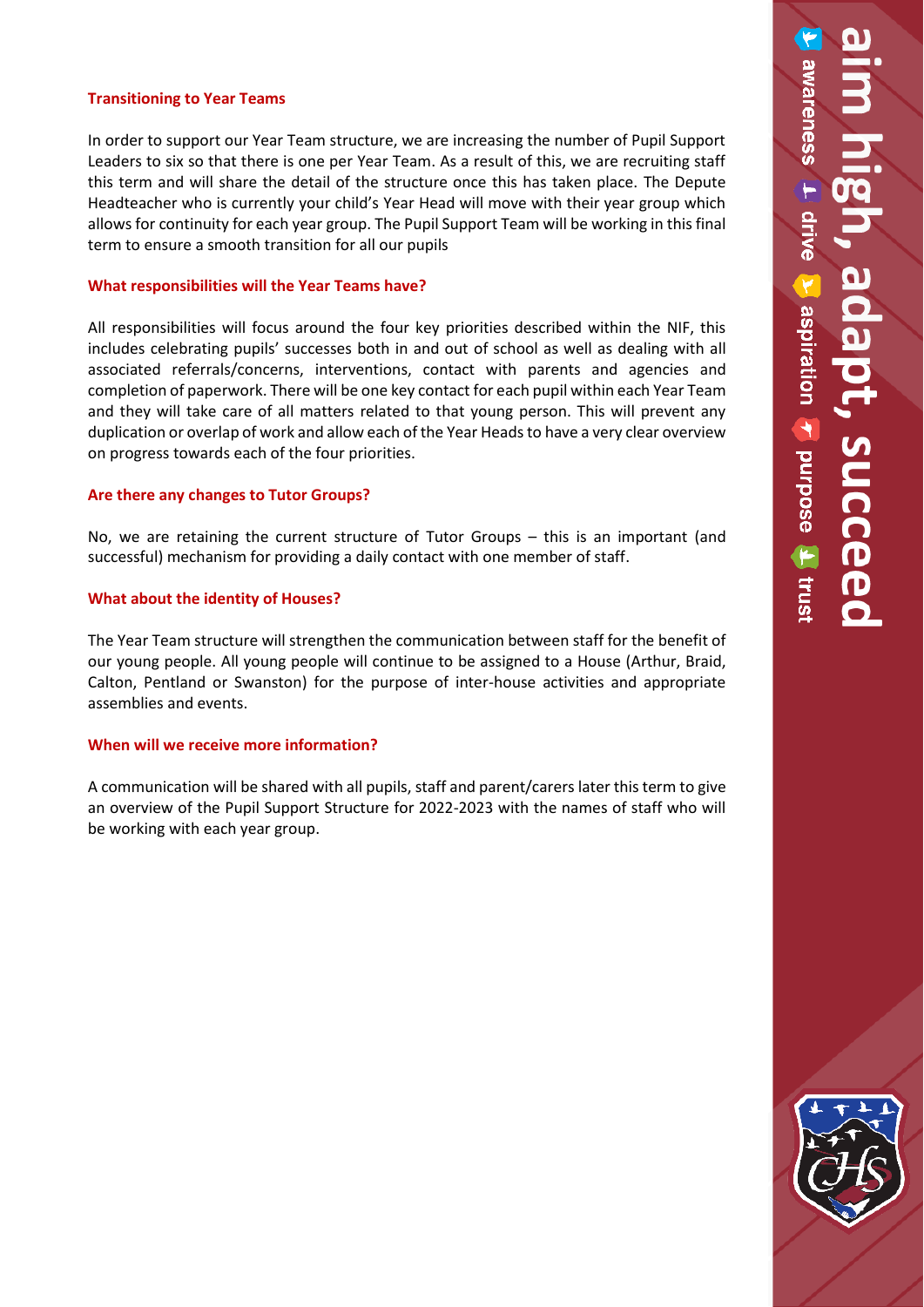### Transitioning to Year Teams

In order to support our Year Team structure, we are increasing the number of Pupil Support Leaders to six so that there is one per Year Team. As a result of this, we are recruiting staff this term and will share the detail of the structure once this has taken place. The Depute Headteacher who is currently your child's Year Head will move with their year group which allows for continuity for each year group. The Pupil Support Team will be working in this final term to ensure a smooth transition for all our pupils

### What responsibilities will the Year Teams have?

All responsibilities will focus around the four key priorities described within the NIF, this includes celebrating pupils' successes both in and out of school as well as dealing with all associated referrals/concerns, interventions, contact with parents and agencies and completion of paperwork. There will be one key contact for each pupil within each Year Team and they will take care of all matters related to that young person. This will prevent any duplication or overlap of work and allow each of the Year Heads to have a very clear overview on progress towards each of the four priorities.

### Are there any changes to Tutor Groups?

No, we are retaining the current structure of Tutor Groups – this is an important (and successful) mechanism for providing a daily contact with one member of staff.

### What about the identity of Houses?

The Year Team structure will strengthen the communication between staff for the benefit of our young people. All young people will continue to be assigned to a House (Arthur, Braid, Calton, Pentland or Swanston) for the purpose of inter-house activities and appropriate assemblies and events.

### When will we receive more information?

A communication will be shared with all pupils, staff and parent/carers later this term to give an overview of the Pupil Support Structure for 2022-2023 with the names of staff who will be working with each year group.

aim high, adapt, succeed

awareness drive aspiration purpose trust